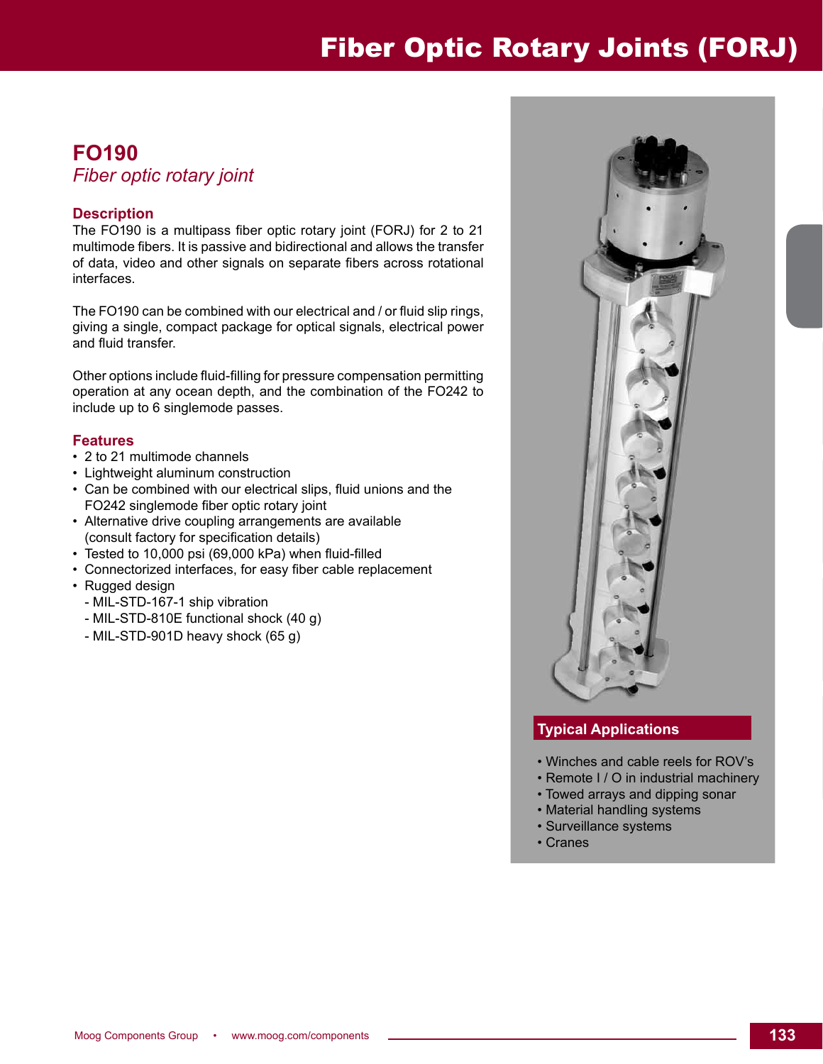# Fiber Optic Rotary Joints (FORJ)

## FO190

*Fiber optic rotary joint*

### Description

The FO190 is a multipass fiber optic rotary joint (FORJ) for 2 to 21 multimode fibers. It is passive and bidirectional and allows the transfer of data, video and other signals on separate fibers across rotational interfaces.

The FO190 can be combined with our electrical and / or fluid slip rings, giving a single, compact package for optical signals, electrical power and fluid transfer.

Other options include fluid-filling for pressure compensation permitting operation at any ocean depth, and the combination of the FO242 to include up to 6 singlemode passes.

### Features

- 2 to 21 multimode channels
- Lightweight aluminum construction
- Can be combined with our electrical slips, fluid unions and the FO242 singlemode fiber optic rotary joint
- Alternative drive coupling arrangements are available (consult factory for specification details)
- Tested to 10,000 psi (69,000 kPa) when fluid-filled
- Connectorized interfaces, for easy fiber cable replacement
- Rugged design
  - MIL-STD-167-1 ship vibration
  - MIL-STD-810E functional shock (40 g)
  - MIL-STD-901D heavy shock (65 g)

### Typical Applications

- Winches and cable reels for ROV's
- Remote I / O in industrial machinery
- Towed arrays and dipping sonar
- Material handling systems
- Surveillance systems
- Cranes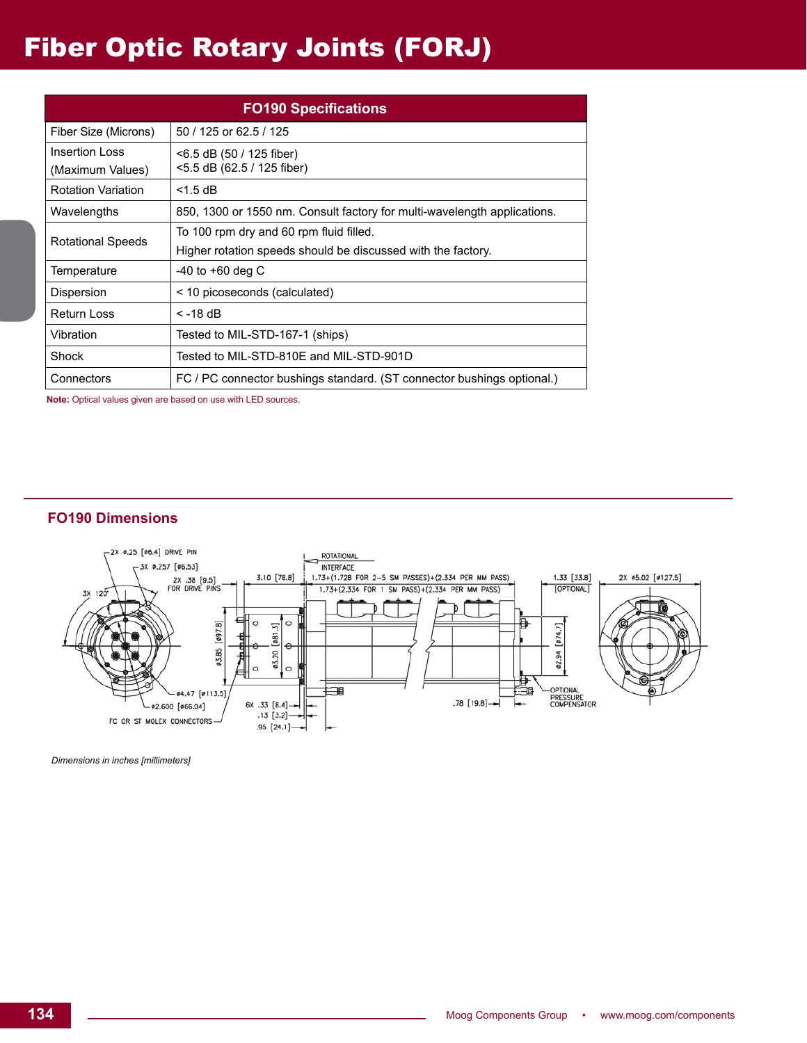# Fiber Optic Rotary Joints (FORJ)

| FO190 Specifications | |
|---|---|
| Fiber Size (Microns) | 50 / 125 or 62.5 / 125 |
| Insertion Loss (Maximum Values) | <6.5 dB (50 / 125 fiber)<br><5.5 dB (62.5 / 125 fiber) |
| Rotation Variation | <1.5 dB |
| Wavelengths | 850, 1300 or 1550 nm. Consult factory for multi-wavelength applications. |
| Rotational Speeds | To 100 rpm dry and 60 rpm fluid filled.<br>Higher rotation speeds should be discussed with the factory. |
| Temperature | -40 to +60 deg C |
| Dispersion | < 10 picoseconds (calculated) |
| Return Loss | < -18 dB |
| Vibration | Tested to MIL-STD-167-1 (ships) |
| Shock | Tested to MIL-STD-810E and MIL-STD-901D |
| Connectors | FC / PC connector bushings standard. (ST connector bushings optional.) |

**Note:** Optical values given are based on use with LED sources.

## FO190 Dimensions

2X ø.25 [ø6.4] DRIVE PIN
3X ø.257 [ø6.53]
2X .38 [9.5] FOR DRIVE PINS
3X 120°
ø4.47 [ø113.5]
ø2.600 [ø66.04]
FC OR ST MOLEX CONNECTORS
ø3.85 [ø97.8]
ø3.20 [ø81.3]
3.10 [78.8]
ROTATIONAL INTERFACE
1.73+(1.728 FOR 2–5 SM PASSES)+(2.334 PER MM PASS)
1.73+(2.334 FOR 1 SM PASS)+(2.334 PER MM PASS)
6X .33 [8.4]
.13 [3.2]
.95 [24.1]
.78 [19.8]
1.33 [33.8] [OPTIONAL]
ø2.94 [ø74.7]
OPTIONAL PRESSURE COMPENSATOR
2X ø5.02 [ø127.5]

*Dimensions in inches [millimeters]*